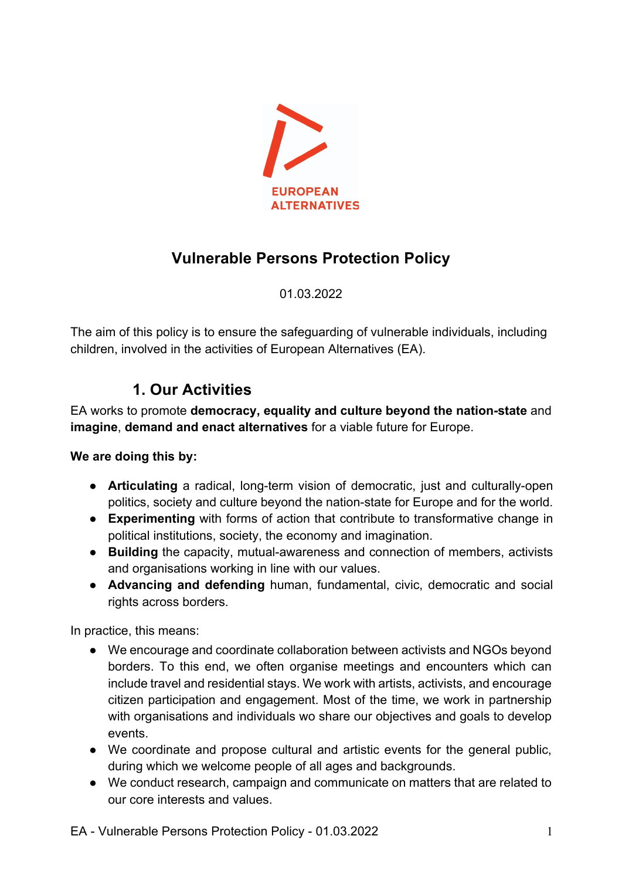EUROPEAN ALTERNATIVES

# Vulnerable Persons Protection Policy

01.03.2022

The aim of this policy is to ensure the safeguarding of vulnerable individuals, including children, involved in the activities of European Alternatives (EA).

## 1. Our Activities

EA works to promote **democracy, equality and culture beyond the nation-state** and **imagine**, **demand and enact alternatives** for a viable future for Europe.

**We are doing this by:**

- **Articulating** a radical, long-term vision of democratic, just and culturally-open politics, society and culture beyond the nation-state for Europe and for the world.
- **Experimenting** with forms of action that contribute to transformative change in political institutions, society, the economy and imagination.
- **Building** the capacity, mutual-awareness and connection of members, activists and organisations working in line with our values.
- **Advancing and defending** human, fundamental, civic, democratic and social rights across borders.

In practice, this means:

- We encourage and coordinate collaboration between activists and NGOs beyond borders. To this end, we often organise meetings and encounters which can include travel and residential stays. We work with artists, activists, and encourage citizen participation and engagement. Most of the time, we work in partnership with organisations and individuals wo share our objectives and goals to develop events.
- We coordinate and propose cultural and artistic events for the general public, during which we welcome people of all ages and backgrounds.
- We conduct research, campaign and communicate on matters that are related to our core interests and values.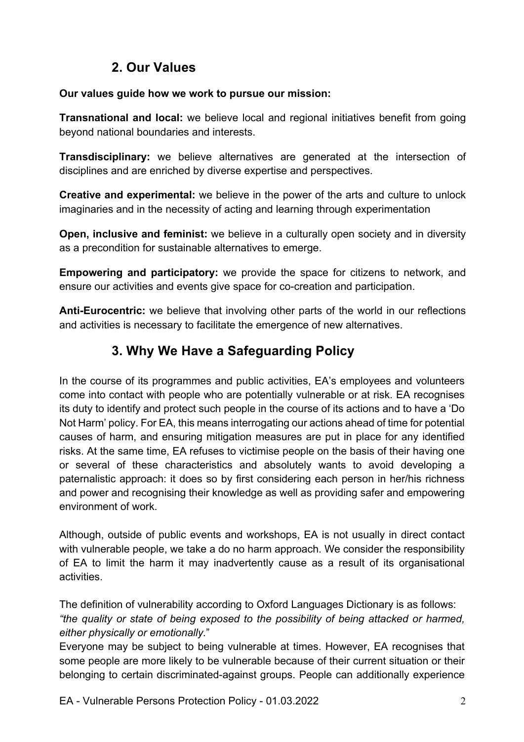## 2. Our Values

**Our values guide how we work to pursue our mission:**

**Transnational and local:** we believe local and regional initiatives benefit from going beyond national boundaries and interests.

**Transdisciplinary:** we believe alternatives are generated at the intersection of disciplines and are enriched by diverse expertise and perspectives.

**Creative and experimental:** we believe in the power of the arts and culture to unlock imaginaries and in the necessity of acting and learning through experimentation

**Open, inclusive and feminist:** we believe in a culturally open society and in diversity as a precondition for sustainable alternatives to emerge.

**Empowering and participatory:** we provide the space for citizens to network, and ensure our activities and events give space for co-creation and participation.

**Anti-Eurocentric:** we believe that involving other parts of the world in our reflections and activities is necessary to facilitate the emergence of new alternatives.

## 3. Why We Have a Safeguarding Policy

In the course of its programmes and public activities, EA's employees and volunteers come into contact with people who are potentially vulnerable or at risk. EA recognises its duty to identify and protect such people in the course of its actions and to have a 'Do Not Harm' policy. For EA, this means interrogating our actions ahead of time for potential causes of harm, and ensuring mitigation measures are put in place for any identified risks. At the same time, EA refuses to victimise people on the basis of their having one or several of these characteristics and absolutely wants to avoid developing a paternalistic approach: it does so by first considering each person in her/his richness and power and recognising their knowledge as well as providing safer and empowering environment of work.

Although, outside of public events and workshops, EA is not usually in direct contact with vulnerable people, we take a do no harm approach. We consider the responsibility of EA to limit the harm it may inadvertently cause as a result of its organisational activities.

The definition of vulnerability according to Oxford Languages Dictionary is as follows:
*"the quality or state of being exposed to the possibility of being attacked or harmed, either physically or emotionally.*"
Everyone may be subject to being vulnerable at times. However, EA recognises that some people are more likely to be vulnerable because of their current situation or their belonging to certain discriminated-against groups. People can additionally experience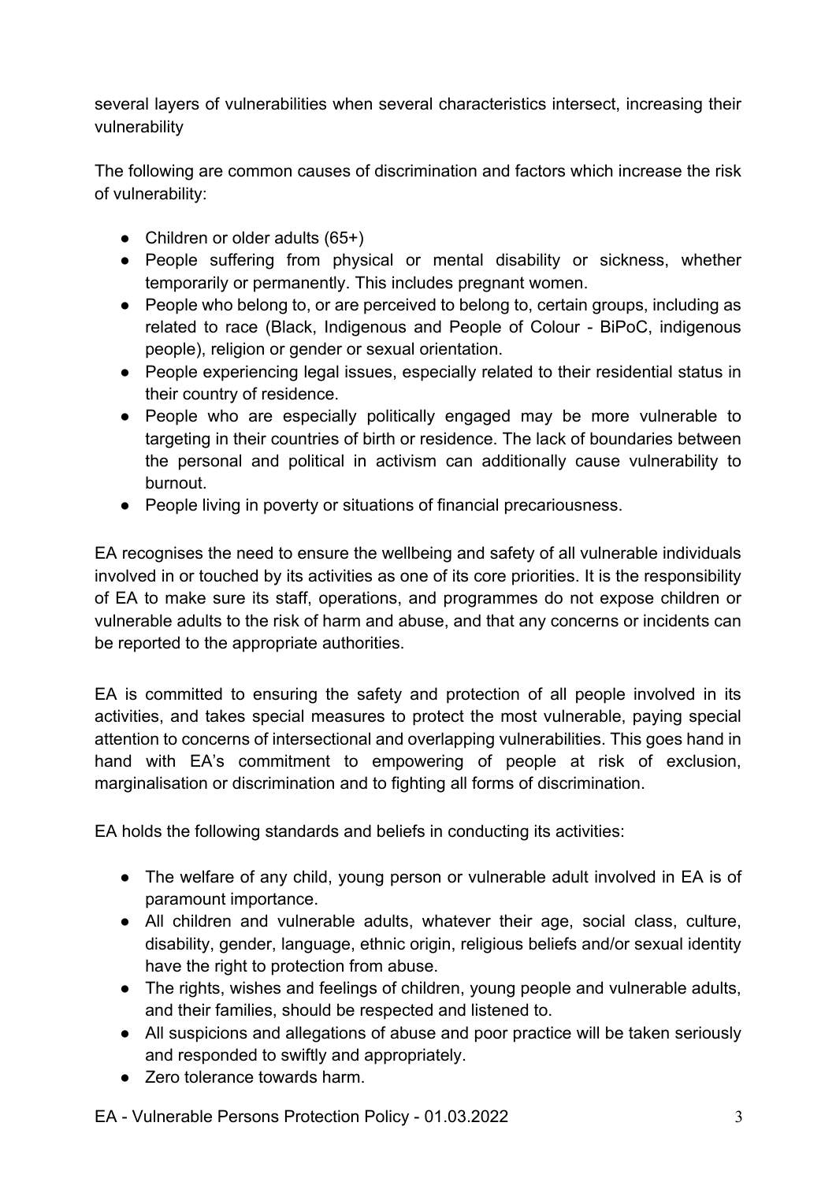several layers of vulnerabilities when several characteristics intersect, increasing their vulnerability

The following are common causes of discrimination and factors which increase the risk of vulnerability:

- Children or older adults (65+)
- People suffering from physical or mental disability or sickness, whether temporarily or permanently. This includes pregnant women.
- People who belong to, or are perceived to belong to, certain groups, including as related to race (Black, Indigenous and People of Colour - BiPoC, indigenous people), religion or gender or sexual orientation.
- People experiencing legal issues, especially related to their residential status in their country of residence.
- People who are especially politically engaged may be more vulnerable to targeting in their countries of birth or residence. The lack of boundaries between the personal and political in activism can additionally cause vulnerability to burnout.
- People living in poverty or situations of financial precariousness.

EA recognises the need to ensure the wellbeing and safety of all vulnerable individuals involved in or touched by its activities as one of its core priorities. It is the responsibility of EA to make sure its staff, operations, and programmes do not expose children or vulnerable adults to the risk of harm and abuse, and that any concerns or incidents can be reported to the appropriate authorities.

EA is committed to ensuring the safety and protection of all people involved in its activities, and takes special measures to protect the most vulnerable, paying special attention to concerns of intersectional and overlapping vulnerabilities. This goes hand in hand with EA's commitment to empowering of people at risk of exclusion, marginalisation or discrimination and to fighting all forms of discrimination.

EA holds the following standards and beliefs in conducting its activities:

- The welfare of any child, young person or vulnerable adult involved in EA is of paramount importance.
- All children and vulnerable adults, whatever their age, social class, culture, disability, gender, language, ethnic origin, religious beliefs and/or sexual identity have the right to protection from abuse.
- The rights, wishes and feelings of children, young people and vulnerable adults, and their families, should be respected and listened to.
- All suspicions and allegations of abuse and poor practice will be taken seriously and responded to swiftly and appropriately.
- Zero tolerance towards harm.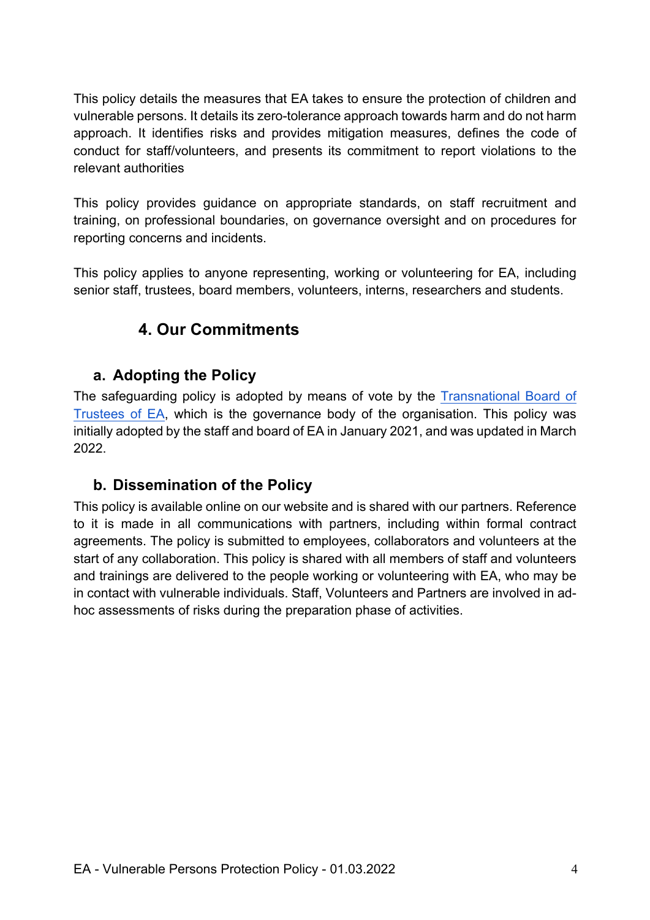This policy details the measures that EA takes to ensure the protection of children and vulnerable persons. It details its zero-tolerance approach towards harm and do not harm approach. It identifies risks and provides mitigation measures, defines the code of conduct for staff/volunteers, and presents its commitment to report violations to the relevant authorities

This policy provides guidance on appropriate standards, on staff recruitment and training, on professional boundaries, on governance oversight and on procedures for reporting concerns and incidents.

This policy applies to anyone representing, working or volunteering for EA, including senior staff, trustees, board members, volunteers, interns, researchers and students.

## 4. Our Commitments

### a. Adopting the Policy

The safeguarding policy is adopted by means of vote by the Transnational Board of Trustees of EA, which is the governance body of the organisation. This policy was initially adopted by the staff and board of EA in January 2021, and was updated in March 2022.

### b. Dissemination of the Policy

This policy is available online on our website and is shared with our partners. Reference to it is made in all communications with partners, including within formal contract agreements. The policy is submitted to employees, collaborators and volunteers at the start of any collaboration. This policy is shared with all members of staff and volunteers and trainings are delivered to the people working or volunteering with EA, who may be in contact with vulnerable individuals. Staff, Volunteers and Partners are involved in ad-hoc assessments of risks during the preparation phase of activities.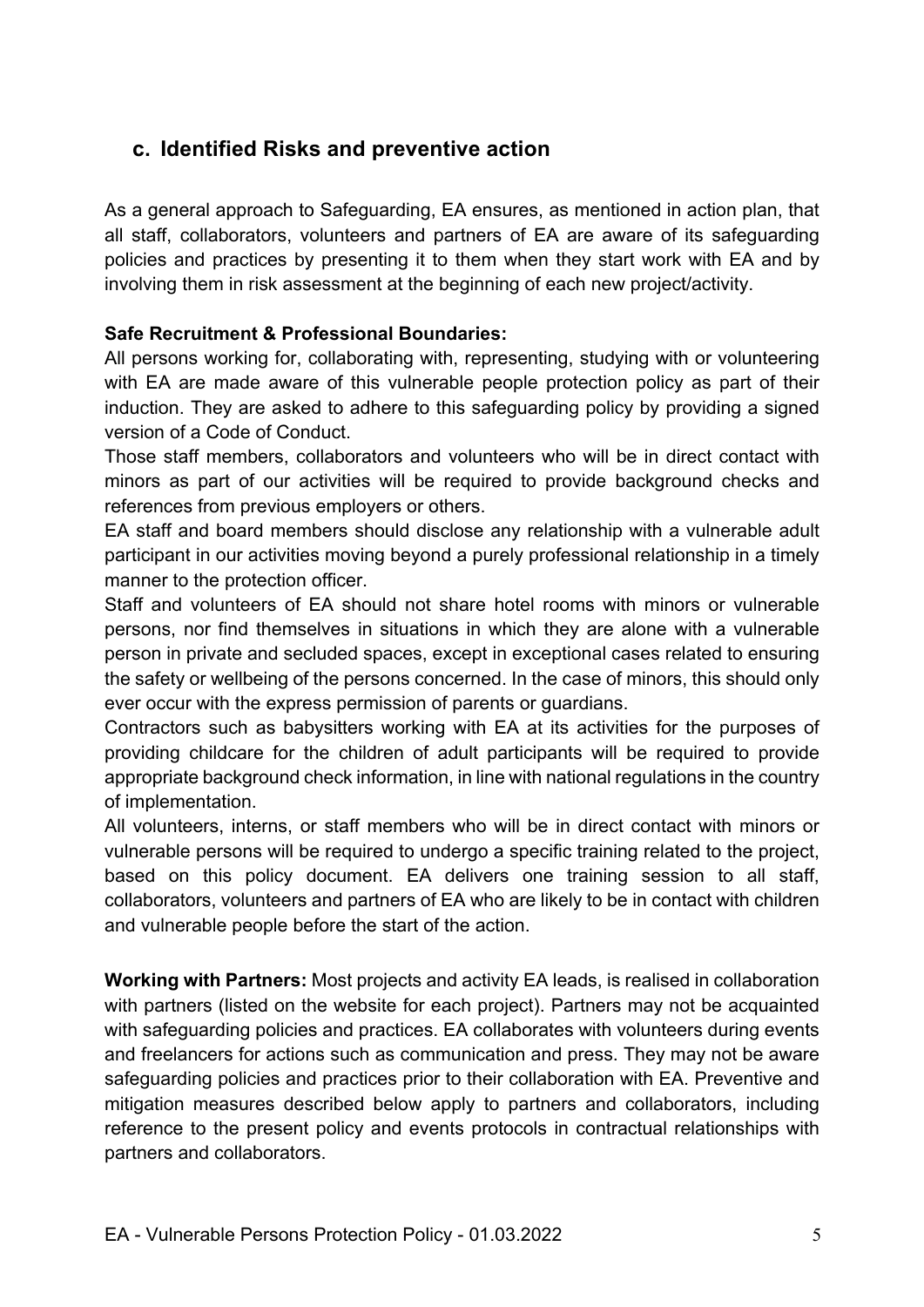## c. Identified Risks and preventive action

As a general approach to Safeguarding, EA ensures, as mentioned in action plan, that all staff, collaborators, volunteers and partners of EA are aware of its safeguarding policies and practices by presenting it to them when they start work with EA and by involving them in risk assessment at the beginning of each new project/activity.

**Safe Recruitment & Professional Boundaries:**

All persons working for, collaborating with, representing, studying with or volunteering with EA are made aware of this vulnerable people protection policy as part of their induction. They are asked to adhere to this safeguarding policy by providing a signed version of a Code of Conduct.

Those staff members, collaborators and volunteers who will be in direct contact with minors as part of our activities will be required to provide background checks and references from previous employers or others.

EA staff and board members should disclose any relationship with a vulnerable adult participant in our activities moving beyond a purely professional relationship in a timely manner to the protection officer.

Staff and volunteers of EA should not share hotel rooms with minors or vulnerable persons, nor find themselves in situations in which they are alone with a vulnerable person in private and secluded spaces, except in exceptional cases related to ensuring the safety or wellbeing of the persons concerned. In the case of minors, this should only ever occur with the express permission of parents or guardians.

Contractors such as babysitters working with EA at its activities for the purposes of providing childcare for the children of adult participants will be required to provide appropriate background check information, in line with national regulations in the country of implementation.

All volunteers, interns, or staff members who will be in direct contact with minors or vulnerable persons will be required to undergo a specific training related to the project, based on this policy document. EA delivers one training session to all staff, collaborators, volunteers and partners of EA who are likely to be in contact with children and vulnerable people before the start of the action.

**Working with Partners:** Most projects and activity EA leads, is realised in collaboration with partners (listed on the website for each project). Partners may not be acquainted with safeguarding policies and practices. EA collaborates with volunteers during events and freelancers for actions such as communication and press. They may not be aware safeguarding policies and practices prior to their collaboration with EA. Preventive and mitigation measures described below apply to partners and collaborators, including reference to the present policy and events protocols in contractual relationships with partners and collaborators.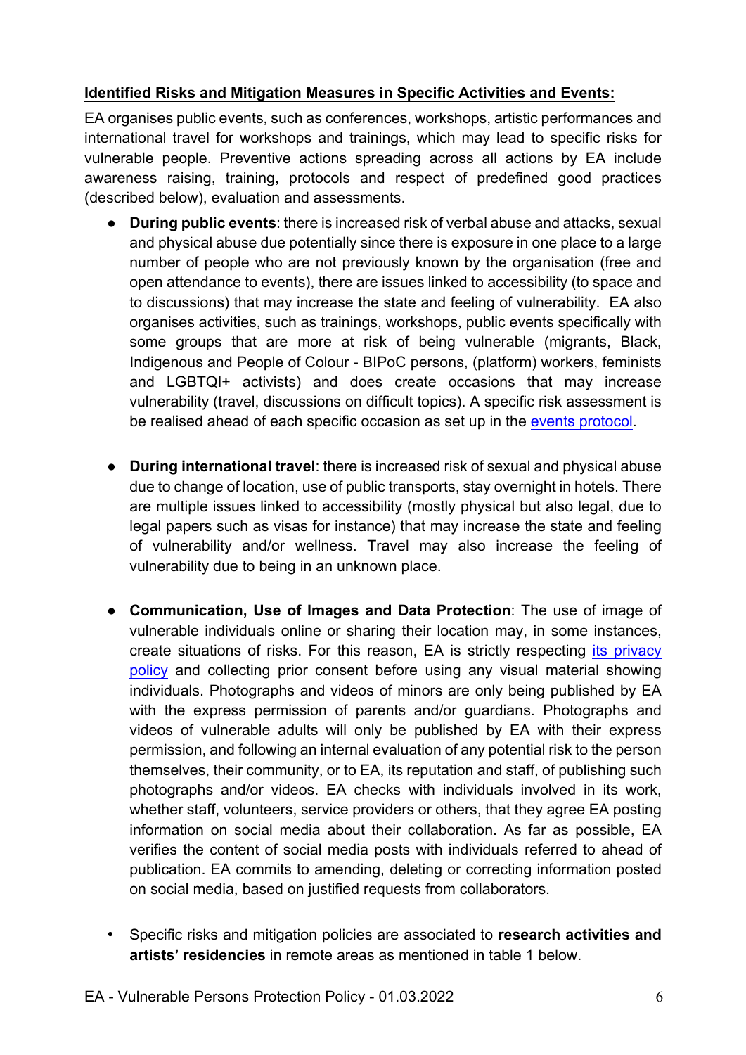**Identified Risks and Mitigation Measures in Specific Activities and Events:**

EA organises public events, such as conferences, workshops, artistic performances and international travel for workshops and trainings, which may lead to specific risks for vulnerable people. Preventive actions spreading across all actions by EA include awareness raising, training, protocols and respect of predefined good practices (described below), evaluation and assessments.

- **During public events**: there is increased risk of verbal abuse and attacks, sexual and physical abuse due potentially since there is exposure in one place to a large number of people who are not previously known by the organisation (free and open attendance to events), there are issues linked to accessibility (to space and to discussions) that may increase the state and feeling of vulnerability. EA also organises activities, such as trainings, workshops, public events specifically with some groups that are more at risk of being vulnerable (migrants, Black, Indigenous and People of Colour - BIPoC persons, (platform) workers, feminists and LGBTQI+ activists) and does create occasions that may increase vulnerability (travel, discussions on difficult topics). A specific risk assessment is be realised ahead of each specific occasion as set up in the events protocol.

- **During international travel**: there is increased risk of sexual and physical abuse due to change of location, use of public transports, stay overnight in hotels. There are multiple issues linked to accessibility (mostly physical but also legal, due to legal papers such as visas for instance) that may increase the state and feeling of vulnerability and/or wellness. Travel may also increase the feeling of vulnerability due to being in an unknown place.

- **Communication, Use of Images and Data Protection**: The use of image of vulnerable individuals online or sharing their location may, in some instances, create situations of risks. For this reason, EA is strictly respecting its privacy policy and collecting prior consent before using any visual material showing individuals. Photographs and videos of minors are only being published by EA with the express permission of parents and/or guardians. Photographs and videos of vulnerable adults will only be published by EA with their express permission, and following an internal evaluation of any potential risk to the person themselves, their community, or to EA, its reputation and staff, of publishing such photographs and/or videos. EA checks with individuals involved in its work, whether staff, volunteers, service providers or others, that they agree EA posting information on social media about their collaboration. As far as possible, EA verifies the content of social media posts with individuals referred to ahead of publication. EA commits to amending, deleting or correcting information posted on social media, based on justified requests from collaborators.

- Specific risks and mitigation policies are associated to **research activities and artists' residencies** in remote areas as mentioned in table 1 below.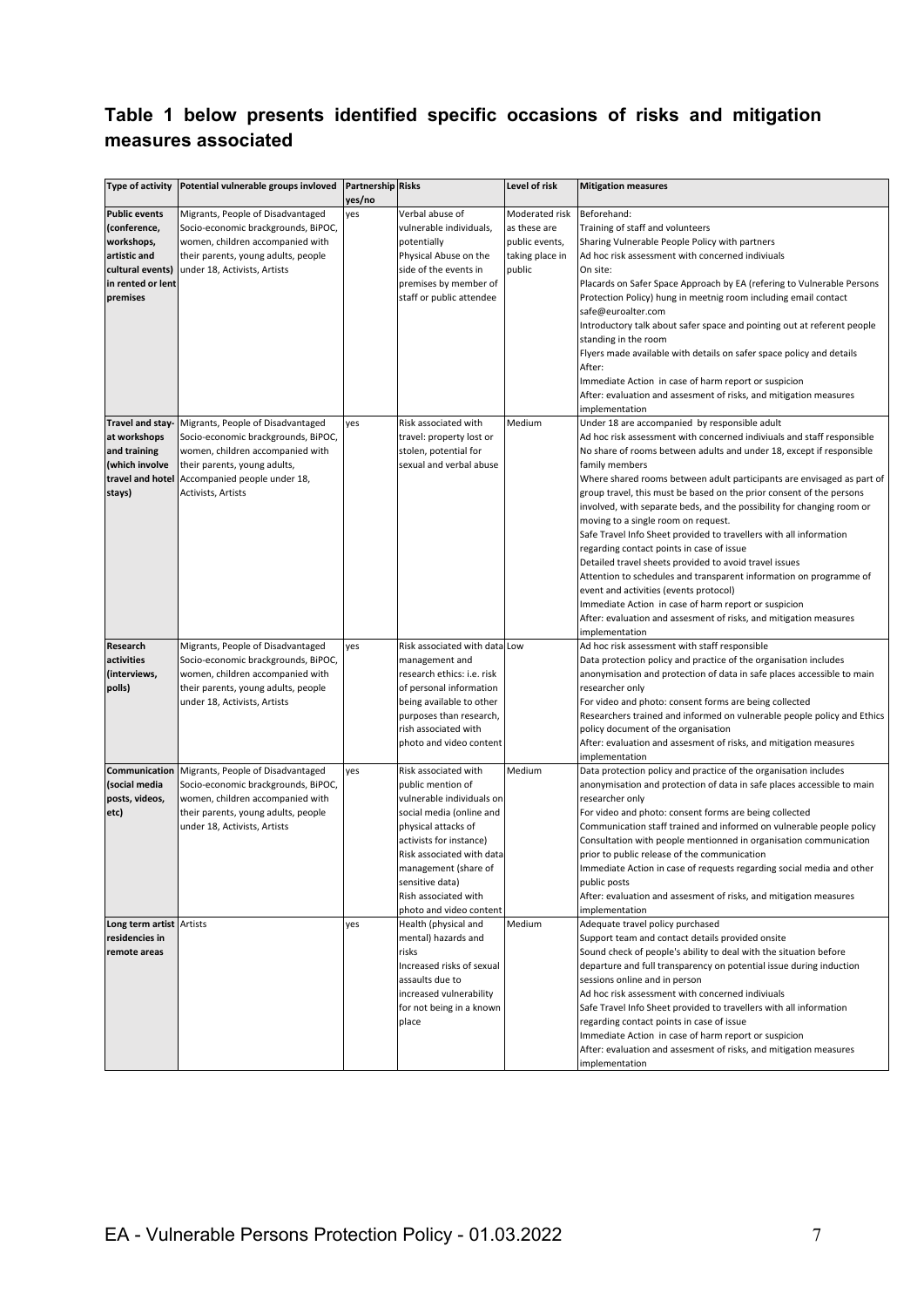## Table 1 below presents identified specific occasions of risks and mitigation measures associated

| Type of activity | Potential vulnerable groups invloved | Partnership yes/no | Risks | Level of risk | Mitigation measures |
|---|---|---|---|---|---|
| **Public events (conference, workshops, artistic and cultural events) in rented or lent premises** | Migrants, People of Disadvantaged Socio-economic brackgrounds, BiPOC, women, children accompanied with their parents, young adults, people under 18, Activists, Artists | yes | Verbal abuse of vulnerable individuals, potentially Physical Abuse on the side of the events in premises by member of staff or public attendee | Moderated risk as these are public events, taking place in public | Beforehand:<br>Training of staff and volunteers<br>Sharing Vulnerable People Policy with partners<br>Ad hoc risk assessment with concerned indiviuals<br>On site:<br>Placards on Safer Space Approach by EA (refering to Vulnerable Persons Protection Policy) hung in meetnig room including email contact safe@euroalter.com<br>Introductory talk about safer space and pointing out at referent people standing in the room<br>Flyers made available with details on safer space policy and details<br>After:<br>Immediate Action in case of harm report or suspicion<br>After: evaluation and assesment of risks, and mitigation measures implementation |
| **Travel and stay-at workshops and training (which involve travel and hotel stays)** | Migrants, People of Disadvantaged Socio-economic brackgrounds, BiPOC, women, children accompanied with their parents, young adults, Accompanied people under 18, Activists, Artists | yes | Risk associated with travel: property lost or stolen, potential for sexual and verbal abuse | Medium | Under 18 are accompanied by responsible adult<br>Ad hoc risk assessment with concerned indiviuals and staff responsible<br>No share of rooms between adults and under 18, except if responsible family members<br>Where shared rooms between adult participants are envisaged as part of group travel, this must be based on the prior consent of the persons involved, with separate beds, and the possibility for changing room or moving to a single room on request.<br>Safe Travel Info Sheet provided to travellers with all information regarding contact points in case of issue<br>Detailed travel sheets provided to avoid travel issues<br>Attention to schedules and transparent information on programme of event and activities (events protocol)<br>Immediate Action in case of harm report or suspicion<br>After: evaluation and assesment of risks, and mitigation measures implementation |
| **Research activities (interviews, polls)** | Migrants, People of Disadvantaged Socio-economic brackgrounds, BiPOC, women, children accompanied with their parents, young adults, people under 18, Activists, Artists | yes | Risk associated with data management and research ethics: i.e. risk of personal information being available to other purposes than research, rish associated with photo and video content | Low | Ad hoc risk assessment with staff responsible<br>Data protection policy and practice of the organisation includes anonymisation and protection of data in safe places accessible to main researcher only<br>For video and photo: consent forms are being collected<br>Researchers trained and informed on vulnerable people policy and Ethics policy document of the organisation<br>After: evaluation and assesment of risks, and mitigation measures implementation |
| **Communication (social media posts, videos, etc)** | Migrants, People of Disadvantaged Socio-economic brackgrounds, BiPOC, women, children accompanied with their parents, young adults, people under 18, Activists, Artists | yes | Risk associated with public mention of vulnerable individuals on social media (online and physical attacks of activists for instance)<br>Risk associated with data management (share of sensitive data)<br>Rish associated with photo and video content | Medium | Data protection policy and practice of the organisation includes anonymisation and protection of data in safe places accessible to main researcher only<br>For video and photo: consent forms are being collected<br>Communication staff trained and informed on vulnerable people policy<br>Consultation with people mentionned in organisation communication prior to public release of the communication<br>Immediate Action in case of requests regarding social media and other public posts<br>After: evaluation and assesment of risks, and mitigation measures implementation |
| **Long term artist residencies in remote areas** | Artists | yes | Health (physical and mental) hazards and risks<br>Increased risks of sexual assaults due to increased vulnerability for not being in a known place | Medium | Adequate travel policy purchased<br>Support team and contact details provided onsite<br>Sound check of people's ability to deal with the situation before departure and full transparency on potential issue during induction sessions online and in person<br>Ad hoc risk assessment with concerned indiviuals<br>Safe Travel Info Sheet provided to travellers with all information regarding contact points in case of issue<br>Immediate Action in case of harm report or suspicion<br>After: evaluation and assesment of risks, and mitigation measures implementation |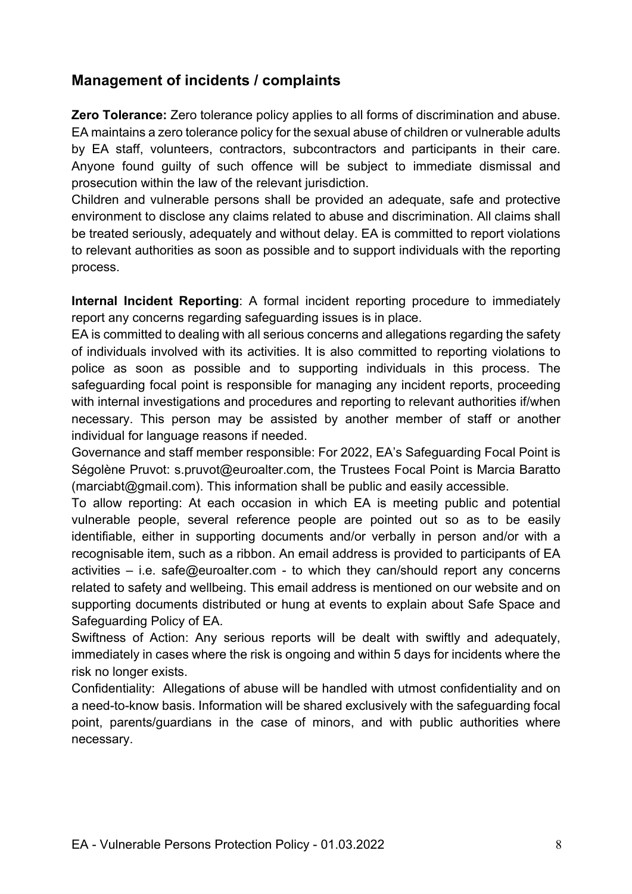## Management of incidents / complaints

**Zero Tolerance:** Zero tolerance policy applies to all forms of discrimination and abuse. EA maintains a zero tolerance policy for the sexual abuse of children or vulnerable adults by EA staff, volunteers, contractors, subcontractors and participants in their care. Anyone found guilty of such offence will be subject to immediate dismissal and prosecution within the law of the relevant jurisdiction.

Children and vulnerable persons shall be provided an adequate, safe and protective environment to disclose any claims related to abuse and discrimination. All claims shall be treated seriously, adequately and without delay. EA is committed to report violations to relevant authorities as soon as possible and to support individuals with the reporting process.

**Internal Incident Reporting**: A formal incident reporting procedure to immediately report any concerns regarding safeguarding issues is in place.

EA is committed to dealing with all serious concerns and allegations regarding the safety of individuals involved with its activities. It is also committed to reporting violations to police as soon as possible and to supporting individuals in this process. The safeguarding focal point is responsible for managing any incident reports, proceeding with internal investigations and procedures and reporting to relevant authorities if/when necessary. This person may be assisted by another member of staff or another individual for language reasons if needed.

Governance and staff member responsible: For 2022, EA's Safeguarding Focal Point is Ségolène Pruvot: s.pruvot@euroalter.com, the Trustees Focal Point is Marcia Baratto (marciabt@gmail.com). This information shall be public and easily accessible.

To allow reporting: At each occasion in which EA is meeting public and potential vulnerable people, several reference people are pointed out so as to be easily identifiable, either in supporting documents and/or verbally in person and/or with a recognisable item, such as a ribbon. An email address is provided to participants of EA activities – i.e. safe@euroalter.com - to which they can/should report any concerns related to safety and wellbeing. This email address is mentioned on our website and on supporting documents distributed or hung at events to explain about Safe Space and Safeguarding Policy of EA.

Swiftness of Action: Any serious reports will be dealt with swiftly and adequately, immediately in cases where the risk is ongoing and within 5 days for incidents where the risk no longer exists.

Confidentiality: Allegations of abuse will be handled with utmost confidentiality and on a need-to-know basis. Information will be shared exclusively with the safeguarding focal point, parents/guardians in the case of minors, and with public authorities where necessary.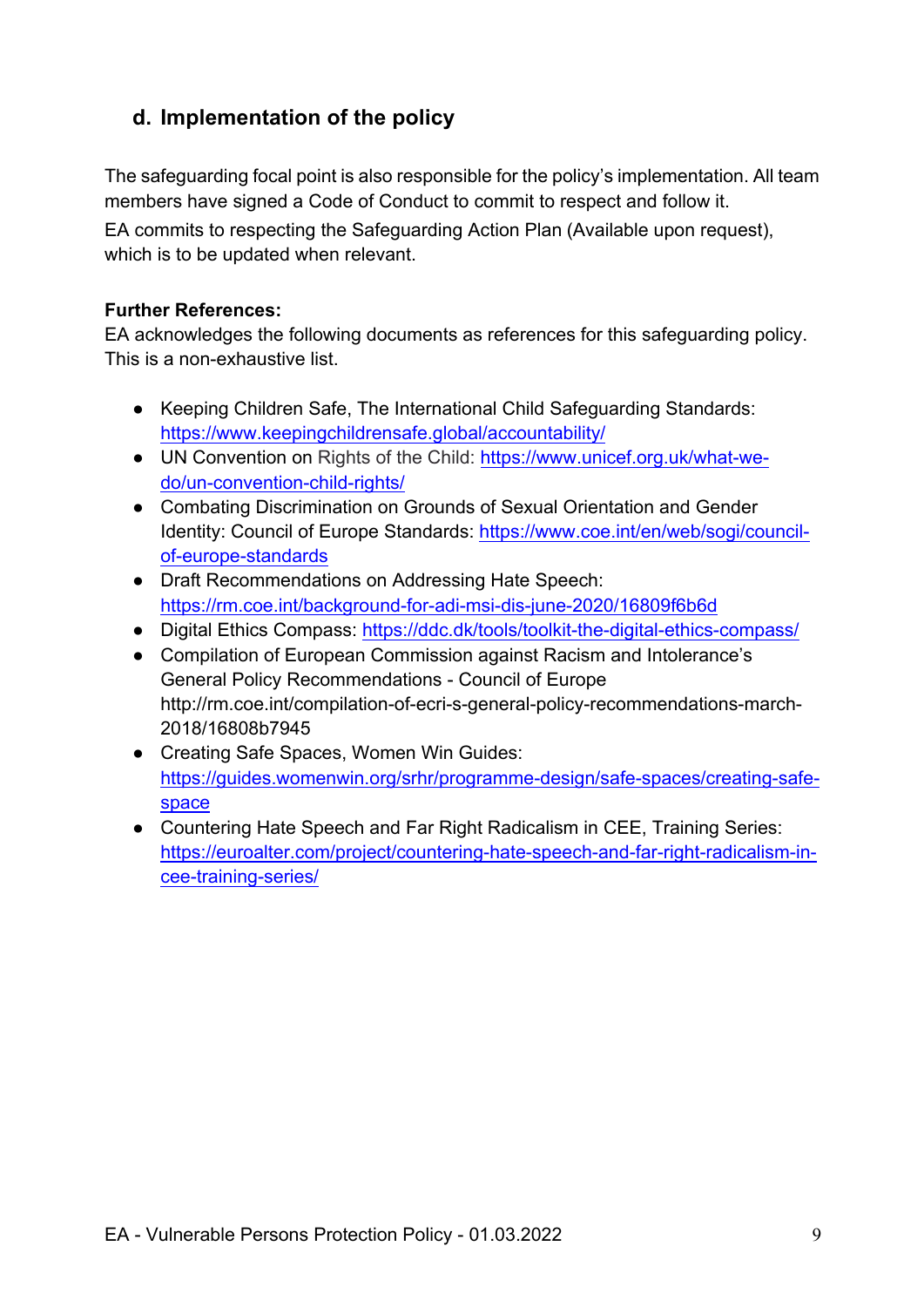## d. Implementation of the policy

The safeguarding focal point is also responsible for the policy's implementation. All team members have signed a Code of Conduct to commit to respect and follow it.

EA commits to respecting the Safeguarding Action Plan (Available upon request), which is to be updated when relevant.

**Further References:**
EA acknowledges the following documents as references for this safeguarding policy. This is a non-exhaustive list.

- Keeping Children Safe, The International Child Safeguarding Standards: https://www.keepingchildrensafe.global/accountability/
- UN Convention on Rights of the Child: https://www.unicef.org.uk/what-we-do/un-convention-child-rights/
- Combating Discrimination on Grounds of Sexual Orientation and Gender Identity: Council of Europe Standards: https://www.coe.int/en/web/sogi/council-of-europe-standards
- Draft Recommendations on Addressing Hate Speech: https://rm.coe.int/background-for-adi-msi-dis-june-2020/16809f6b6d
- Digital Ethics Compass: https://ddc.dk/tools/toolkit-the-digital-ethics-compass/
- Compilation of European Commission against Racism and Intolerance's General Policy Recommendations - Council of Europe http://rm.coe.int/compilation-of-ecri-s-general-policy-recommendations-march-2018/16808b7945
- Creating Safe Spaces, Women Win Guides: https://guides.womenwin.org/srhr/programme-design/safe-spaces/creating-safe-space
- Countering Hate Speech and Far Right Radicalism in CEE, Training Series: https://euroalter.com/project/countering-hate-speech-and-far-right-radicalism-in-cee-training-series/